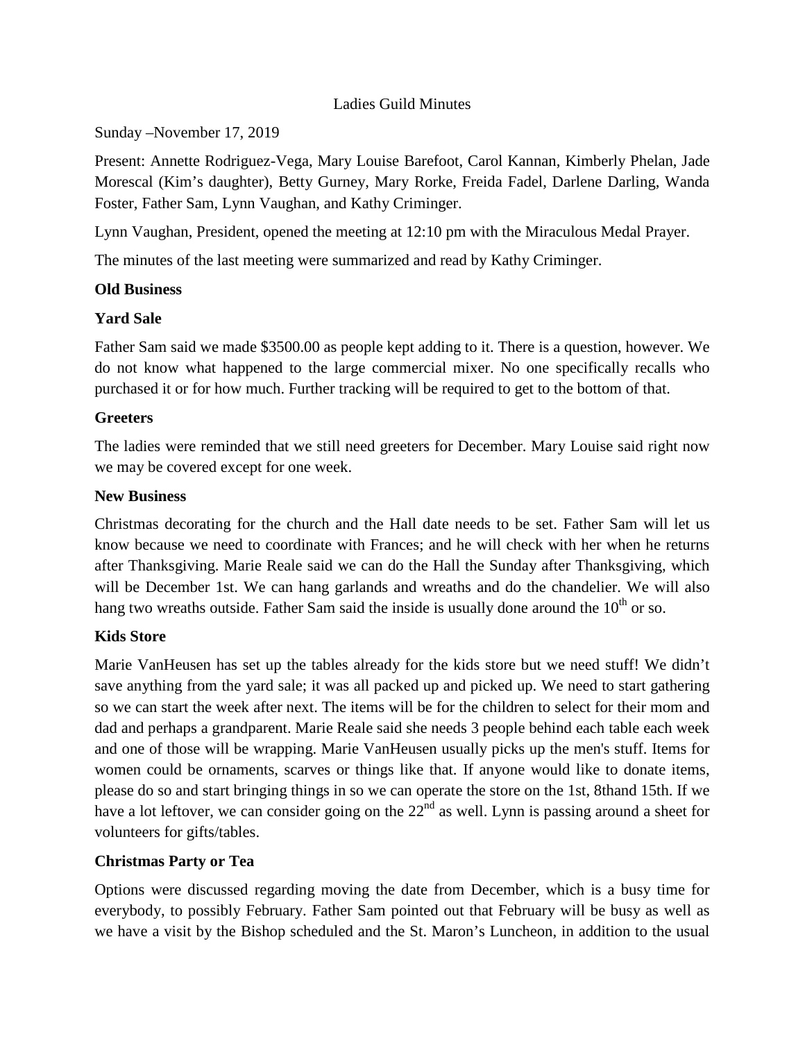Ladies Guild Minutes

Sunday –November 17, 2019

Present: Annette Rodriguez-Vega, Mary Louise Barefoot, Carol Kannan, Kimberly Phelan, Jade Morescal (Kim's daughter), Betty Gurney, Mary Rorke, Freida Fadel, Darlene Darling, Wanda Foster, Father Sam, Lynn Vaughan, and Kathy Criminger.

Lynn Vaughan, President, opened the meeting at 12:10 pm with the Miraculous Medal Prayer.

The minutes of the last meeting were summarized and read by Kathy Criminger.

**Old Business**

**Yard Sale**

Father Sam said we made $3500.00 as people kept adding to it. There is a question, however. We do not know what happened to the large commercial mixer. No one specifically recalls who purchased it or for how much. Further tracking will be required to get to the bottom of that.

**Greeters**

The ladies were reminded that we still need greeters for December. Mary Louise said right now we may be covered except for one week.

**New Business**

Christmas decorating for the church and the Hall date needs to be set. Father Sam will let us know because we need to coordinate with Frances; and he will check with her when he returns after Thanksgiving. Marie Reale said we can do the Hall the Sunday after Thanksgiving, which will be December 1st. We can hang garlands and wreaths and do the chandelier. We will also hang two wreaths outside. Father Sam said the inside is usually done around the 10th or so.

**Kids Store**

Marie VanHeusen has set up the tables already for the kids store but we need stuff! We didn't save anything from the yard sale; it was all packed up and picked up. We need to start gathering so we can start the week after next. The items will be for the children to select for their mom and dad and perhaps a grandparent. Marie Reale said she needs 3 people behind each table each week and one of those will be wrapping. Marie VanHeusen usually picks up the men's stuff. Items for women could be ornaments, scarves or things like that. If anyone would like to donate items, please do so and start bringing things in so we can operate the store on the 1st, 8thand 15th. If we have a lot leftover, we can consider going on the 22nd as well. Lynn is passing around a sheet for volunteers for gifts/tables.

**Christmas Party or Tea**

Options were discussed regarding moving the date from December, which is a busy time for everybody, to possibly February. Father Sam pointed out that February will be busy as well as we have a visit by the Bishop scheduled and the St. Maron's Luncheon, in addition to the usual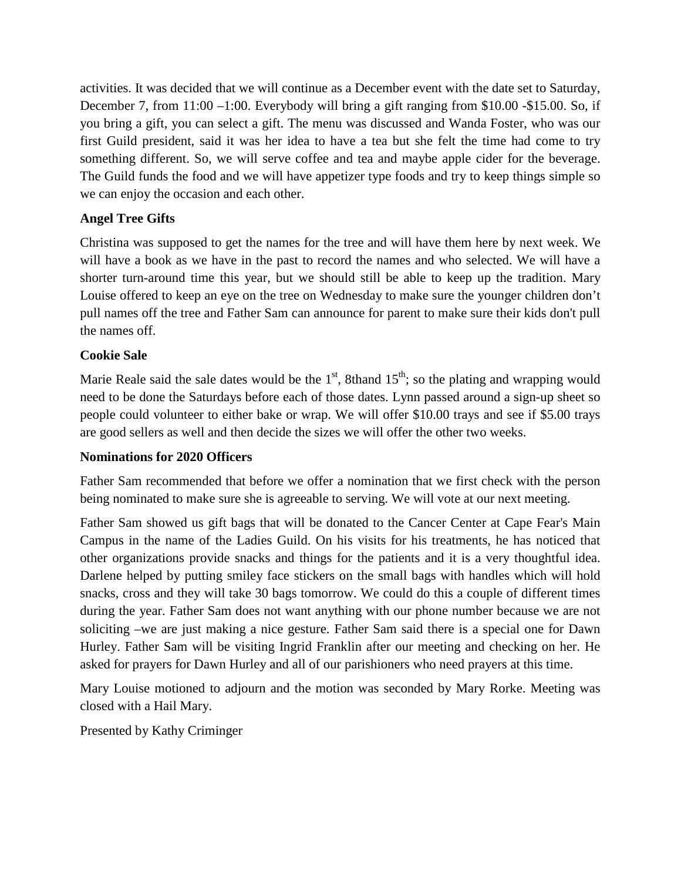activities. It was decided that we will continue as a December event with the date set to Saturday, December 7, from 11:00 –1:00. Everybody will bring a gift ranging from $10.00 -$15.00. So, if you bring a gift, you can select a gift. The menu was discussed and Wanda Foster, who was our first Guild president, said it was her idea to have a tea but she felt the time had come to try something different. So, we will serve coffee and tea and maybe apple cider for the beverage. The Guild funds the food and we will have appetizer type foods and try to keep things simple so we can enjoy the occasion and each other.

**Angel Tree Gifts**

Christina was supposed to get the names for the tree and will have them here by next week. We will have a book as we have in the past to record the names and who selected. We will have a shorter turn-around time this year, but we should still be able to keep up the tradition. Mary Louise offered to keep an eye on the tree on Wednesday to make sure the younger children don't pull names off the tree and Father Sam can announce for parent to make sure their kids don't pull the names off.

**Cookie Sale**

Marie Reale said the sale dates would be the 1st, 8thand 15th; so the plating and wrapping would need to be done the Saturdays before each of those dates. Lynn passed around a sign-up sheet so people could volunteer to either bake or wrap. We will offer $10.00 trays and see if $5.00 trays are good sellers as well and then decide the sizes we will offer the other two weeks.

**Nominations for 2020 Officers**

Father Sam recommended that before we offer a nomination that we first check with the person being nominated to make sure she is agreeable to serving. We will vote at our next meeting.

Father Sam showed us gift bags that will be donated to the Cancer Center at Cape Fear's Main Campus in the name of the Ladies Guild. On his visits for his treatments, he has noticed that other organizations provide snacks and things for the patients and it is a very thoughtful idea. Darlene helped by putting smiley face stickers on the small bags with handles which will hold snacks, cross and they will take 30 bags tomorrow. We could do this a couple of different times during the year. Father Sam does not want anything with our phone number because we are not soliciting –we are just making a nice gesture. Father Sam said there is a special one for Dawn Hurley. Father Sam will be visiting Ingrid Franklin after our meeting and checking on her. He asked for prayers for Dawn Hurley and all of our parishioners who need prayers at this time.

Mary Louise motioned to adjourn and the motion was seconded by Mary Rorke. Meeting was closed with a Hail Mary.

Presented by Kathy Criminger